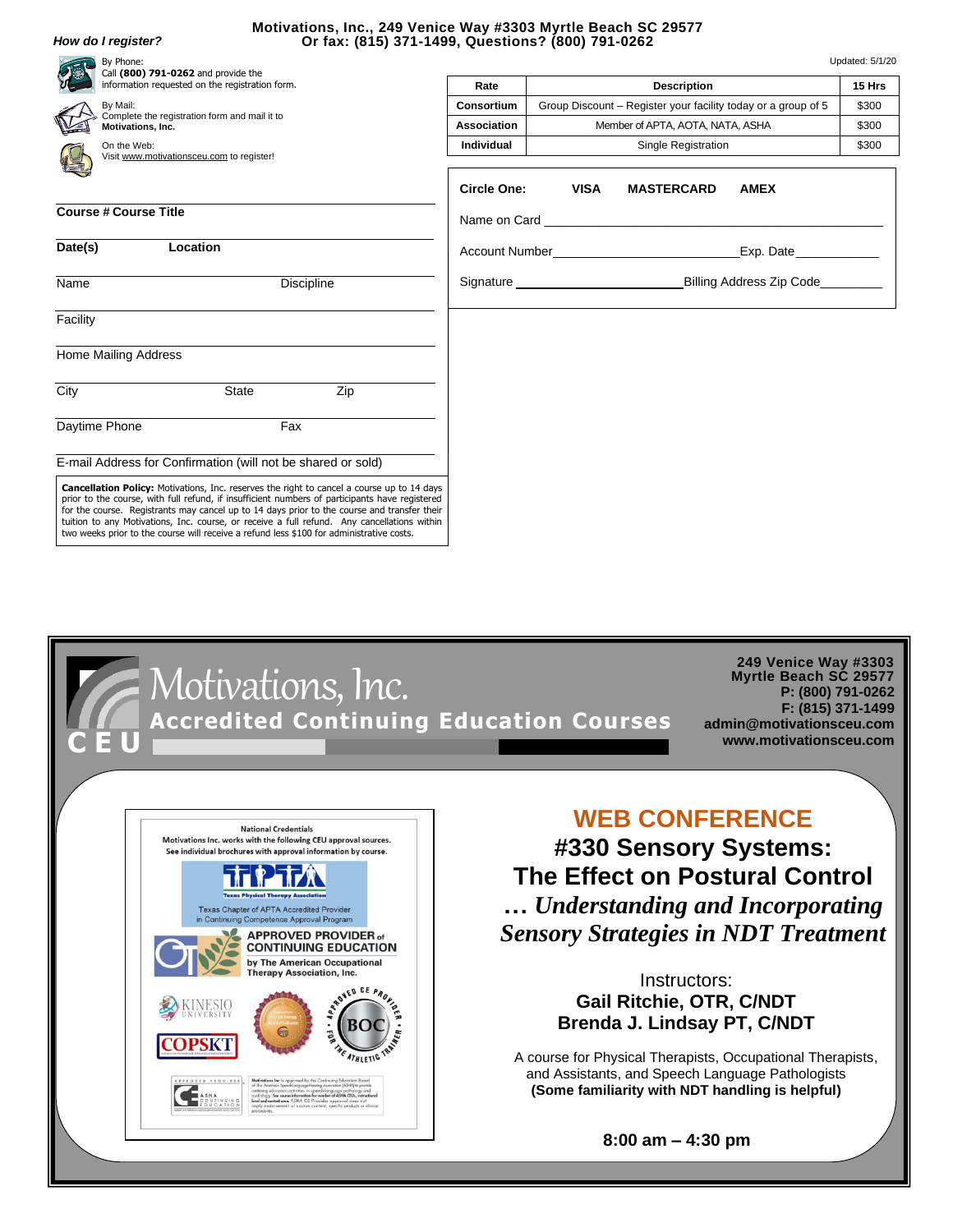**How do I register?**

**Motivations, Inc., 249 Venice Way #3303 Myrtle Beach SC 29577**
**Or fax: (815) 371-1499, Questions? (800) 791-0262**

By Phone:
Call **(800) 791-0262** and provide the information requested on the registration form.

By Mail:
Complete the registration form and mail it to **Motivations, Inc.**

On the Web:
Visit www.motivationsceu.com to register!

Updated: 5/1/20

| Rate | Description | 15 Hrs |
|---|---|---|
| Consortium | Group Discount – Register your facility today or a group of 5 | $300 |
| Association | Member of APTA, AOTA, NATA, ASHA | $300 |
| Individual | Single Registration | $300 |

**Course # Course Title**

**Date(s)** **Location**

Name Discipline

Facility

Home Mailing Address

City State Zip

Daytime Phone Fax

E-mail Address for Confirmation (will not be shared or sold)

**Circle One:** **VISA** **MASTERCARD** **AMEX**

Name on Card ____________________

Account Number ____________________ Exp. Date __________

Signature ____________________ Billing Address Zip Code __________

**Cancellation Policy:** Motivations, Inc. reserves the right to cancel a course up to 14 days prior to the course, with full refund, if insufficient numbers of participants have registered for the course. Registrants may cancel up to 14 days prior to the course and transfer their tuition to any Motivations, Inc. course, or receive a full refund. Any cancellations within two weeks prior to the course will receive a refund less $100 for administrative costs.

# Motivations, Inc.
## Accredited Continuing Education Courses

CEU

**249 Venice Way #3303**
**Myrtle Beach SC 29577**
**P: (800) 791-0262**
**F: (815) 371-1499**
**admin@motivationsceu.com**
**www.motivationsceu.com**

National Credentials
Motivations Inc. works with the following CEU approval sources.
See individual brochures with approval information by course.

Texas Physical Therapy Association
Texas Chapter of APTA Accredited Provider in Continuing Competence Approval Program

APPROVED PROVIDER of CONTINUING EDUCATION by The American Occupational Therapy Association, Inc.

KINESIO UNIVERSITY

COPSKT

APPROVED CE PROVIDER • BOC • FOR THE ATHLETIC TRAINER

ASHA CONTINUING EDUCATION

## WEB CONFERENCE

# #330 Sensory Systems: The Effect on Postural Control

## *… Understanding and Incorporating Sensory Strategies in NDT Treatment*

Instructors:
**Gail Ritchie, OTR, C/NDT**
**Brenda J. Lindsay PT, C/NDT**

A course for Physical Therapists, Occupational Therapists, and Assistants, and Speech Language Pathologists
**(Some familiarity with NDT handling is helpful)**

**8:00 am – 4:30 pm**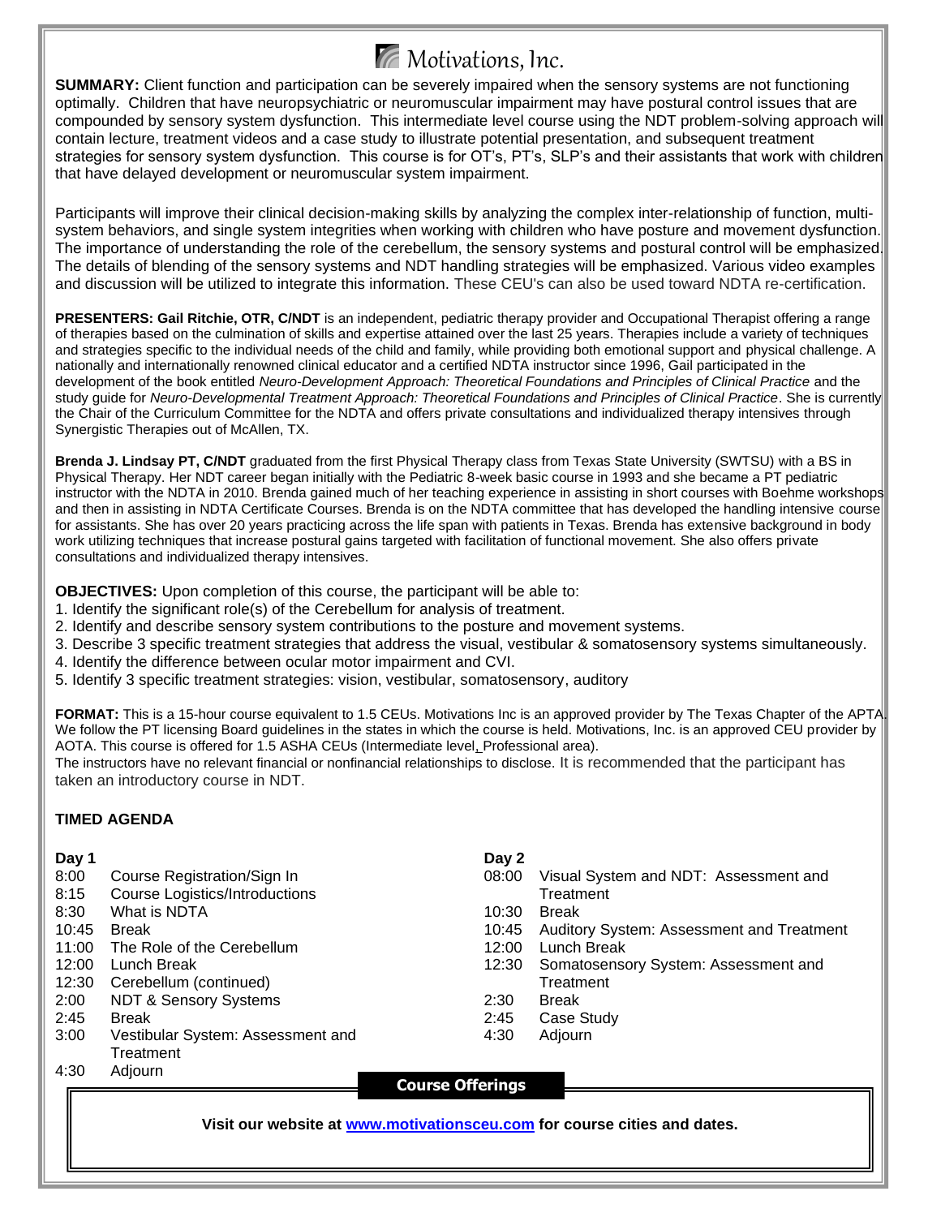# Motivations, Inc.

**SUMMARY:** Client function and participation can be severely impaired when the sensory systems are not functioning optimally. Children that have neuropsychiatric or neuromuscular impairment may have postural control issues that are compounded by sensory system dysfunction. This intermediate level course using the NDT problem-solving approach will contain lecture, treatment videos and a case study to illustrate potential presentation, and subsequent treatment strategies for sensory system dysfunction. This course is for OT's, PT's, SLP's and their assistants that work with children that have delayed development or neuromuscular system impairment.

Participants will improve their clinical decision-making skills by analyzing the complex inter-relationship of function, multi-system behaviors, and single system integrities when working with children who have posture and movement dysfunction. The importance of understanding the role of the cerebellum, the sensory systems and postural control will be emphasized. The details of blending of the sensory systems and NDT handling strategies will be emphasized. Various video examples and discussion will be utilized to integrate this information. These CEU's can also be used toward NDTA re-certification.

**PRESENTERS: Gail Ritchie, OTR, C/NDT** is an independent, pediatric therapy provider and Occupational Therapist offering a range of therapies based on the culmination of skills and expertise attained over the last 25 years. Therapies include a variety of techniques and strategies specific to the individual needs of the child and family, while providing both emotional support and physical challenge. A nationally and internationally renowned clinical educator and a certified NDTA instructor since 1996, Gail participated in the development of the book entitled *Neuro-Development Approach: Theoretical Foundations and Principles of Clinical Practice* and the study guide for *Neuro-Developmental Treatment Approach: Theoretical Foundations and Principles of Clinical Practice*. She is currently the Chair of the Curriculum Committee for the NDTA and offers private consultations and individualized therapy intensives through Synergistic Therapies out of McAllen, TX.

**Brenda J. Lindsay PT, C/NDT** graduated from the first Physical Therapy class from Texas State University (SWTSU) with a BS in Physical Therapy. Her NDT career began initially with the Pediatric 8-week basic course in 1993 and she became a PT pediatric instructor with the NDTA in 2010. Brenda gained much of her teaching experience in assisting in short courses with Boehme workshops and then in assisting in NDTA Certificate Courses. Brenda is on the NDTA committee that has developed the handling intensive course for assistants. She has over 20 years practicing across the life span with patients in Texas. Brenda has extensive background in body work utilizing techniques that increase postural gains targeted with facilitation of functional movement. She also offers private consultations and individualized therapy intensives.

**OBJECTIVES:** Upon completion of this course, the participant will be able to:

1. Identify the significant role(s) of the Cerebellum for analysis of treatment.
2. Identify and describe sensory system contributions to the posture and movement systems.
3. Describe 3 specific treatment strategies that address the visual, vestibular & somatosensory systems simultaneously.
4. Identify the difference between ocular motor impairment and CVI.
5. Identify 3 specific treatment strategies: vision, vestibular, somatosensory, auditory

**FORMAT:** This is a 15-hour course equivalent to 1.5 CEUs. Motivations Inc is an approved provider by The Texas Chapter of the APTA. We follow the PT licensing Board guidelines in the states in which the course is held. Motivations, Inc. is an approved CEU provider by AOTA. This course is offered for 1.5 ASHA CEUs (Intermediate level, Professional area).
The instructors have no relevant financial or nonfinancial relationships to disclose. It is recommended that the participant has taken an introductory course in NDT.

**TIMED AGENDA**

**Day 1**

| | |
|---|---|
| 8:00 | Course Registration/Sign In |
| 8:15 | Course Logistics/Introductions |
| 8:30 | What is NDTA |
| 10:45 | Break |
| 11:00 | The Role of the Cerebellum |
| 12:00 | Lunch Break |
| 12:30 | Cerebellum (continued) |
| 2:00 | NDT & Sensory Systems |
| 2:45 | Break |
| 3:00 | Vestibular System: Assessment and Treatment |
| 4:30 | Adjourn |

**Day 2**

| | |
|---|---|
| 08:00 | Visual System and NDT: Assessment and Treatment |
| 10:30 | Break |
| 10:45 | Auditory System: Assessment and Treatment |
| 12:00 | Lunch Break |
| 12:30 | Somatosensory System: Assessment and Treatment |
| 2:30 | Break |
| 2:45 | Case Study |
| 4:30 | Adjourn |

**Course Offerings**

**Visit our website at [www.motivationsceu.com](www.motivationsceu.com) for course cities and dates.**